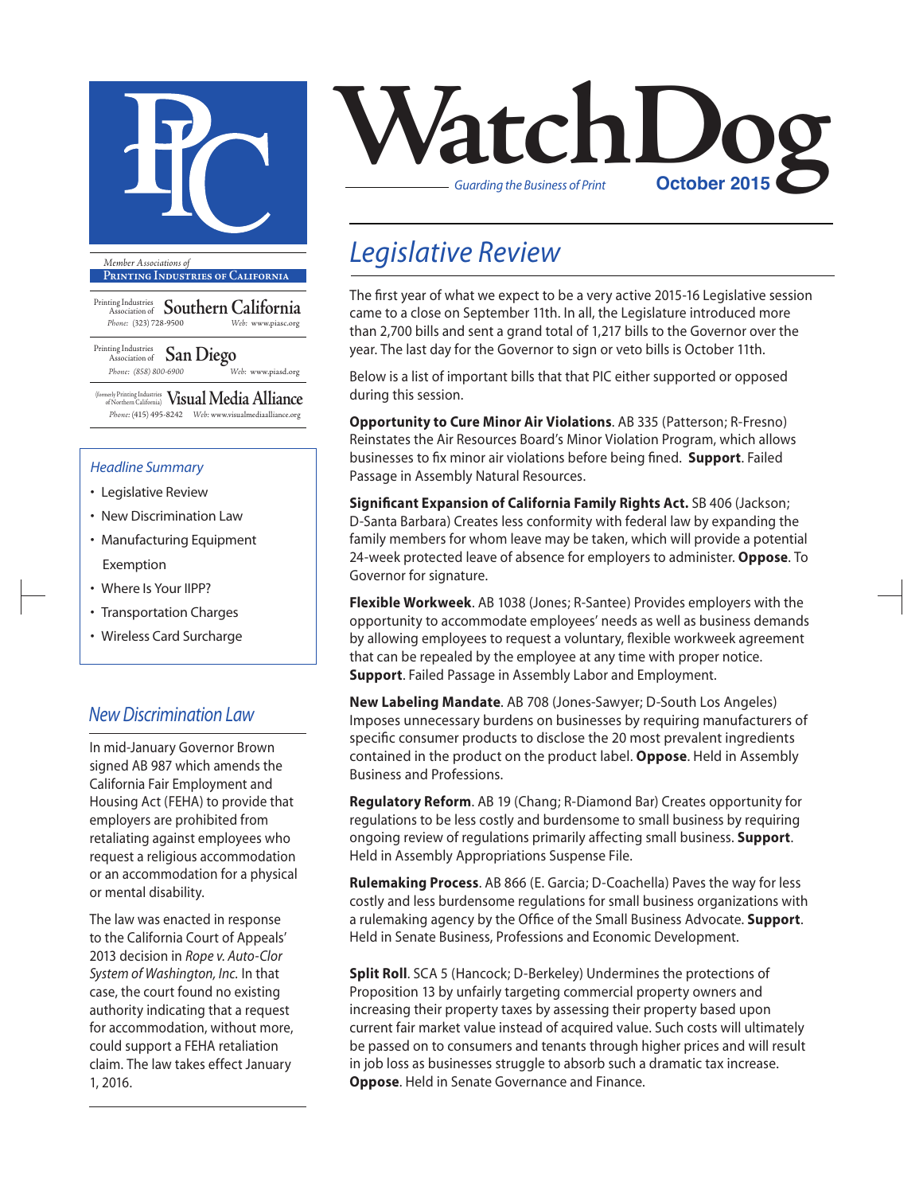# WatchDog

*Guarding the Business of Print*

**October 2015**

*Member Associations of*

**Printing Industries of California**

Printing Industries Association of **Southern California**
Phone: (323) 728-9500 Web: www.piasc.org

Printing Industries Association of **San Diego**
Phone: (858) 800-6900 Web: www.piasd.org

(formerly Printing Industries of Northern California) **Visual Media Alliance**
Phone: (415) 495-8242 Web: www.visualmediaalliance.org

### *Headline Summary*

- Legislative Review
- New Discrimination Law
- Manufacturing Equipment Exemption
- Where Is Your IIPP?
- Transportation Charges
- Wireless Card Surcharge

## *Legislative Review*

The first year of what we expect to be a very active 2015-16 Legislative session came to a close on September 11th. In all, the Legislature introduced more than 2,700 bills and sent a grand total of 1,217 bills to the Governor over the year. The last day for the Governor to sign or veto bills is October 11th.

Below is a list of important bills that that PIC either supported or opposed during this session.

**Opportunity to Cure Minor Air Violations**. AB 335 (Patterson; R-Fresno) Reinstates the Air Resources Board's Minor Violation Program, which allows businesses to fix minor air violations before being fined. **Support**. Failed Passage in Assembly Natural Resources.

**Significant Expansion of California Family Rights Act.** SB 406 (Jackson; D-Santa Barbara) Creates less conformity with federal law by expanding the family members for whom leave may be taken, which will provide a potential 24-week protected leave of absence for employers to administer. **Oppose**. To Governor for signature.

**Flexible Workweek**. AB 1038 (Jones; R-Santee) Provides employers with the opportunity to accommodate employees' needs as well as business demands by allowing employees to request a voluntary, flexible workweek agreement that can be repealed by the employee at any time with proper notice. **Support**. Failed Passage in Assembly Labor and Employment.

**New Labeling Mandate**. AB 708 (Jones-Sawyer; D-South Los Angeles) Imposes unnecessary burdens on businesses by requiring manufacturers of specific consumer products to disclose the 20 most prevalent ingredients contained in the product on the product label. **Oppose**. Held in Assembly Business and Professions.

**Regulatory Reform**. AB 19 (Chang; R-Diamond Bar) Creates opportunity for regulations to be less costly and burdensome to small business by requiring ongoing review of regulations primarily affecting small business. **Support**. Held in Assembly Appropriations Suspense File.

**Rulemaking Process**. AB 866 (E. Garcia; D-Coachella) Paves the way for less costly and less burdensome regulations for small business organizations with a rulemaking agency by the Office of the Small Business Advocate. **Support**. Held in Senate Business, Professions and Economic Development.

**Split Roll**. SCA 5 (Hancock; D-Berkeley) Undermines the protections of Proposition 13 by unfairly targeting commercial property owners and increasing their property taxes by assessing their property based upon current fair market value instead of acquired value. Such costs will ultimately be passed on to consumers and tenants through higher prices and will result in job loss as businesses struggle to absorb such a dramatic tax increase. **Oppose**. Held in Senate Governance and Finance.

## *New Discrimination Law*

In mid-January Governor Brown signed AB 987 which amends the California Fair Employment and Housing Act (FEHA) to provide that employers are prohibited from retaliating against employees who request a religious accommodation or an accommodation for a physical or mental disability.

The law was enacted in response to the California Court of Appeals' 2013 decision in *Rope v. Auto-Clor System of Washington, Inc.* In that case, the court found no existing authority indicating that a request for accommodation, without more, could support a FEHA retaliation claim. The law takes effect January 1, 2016.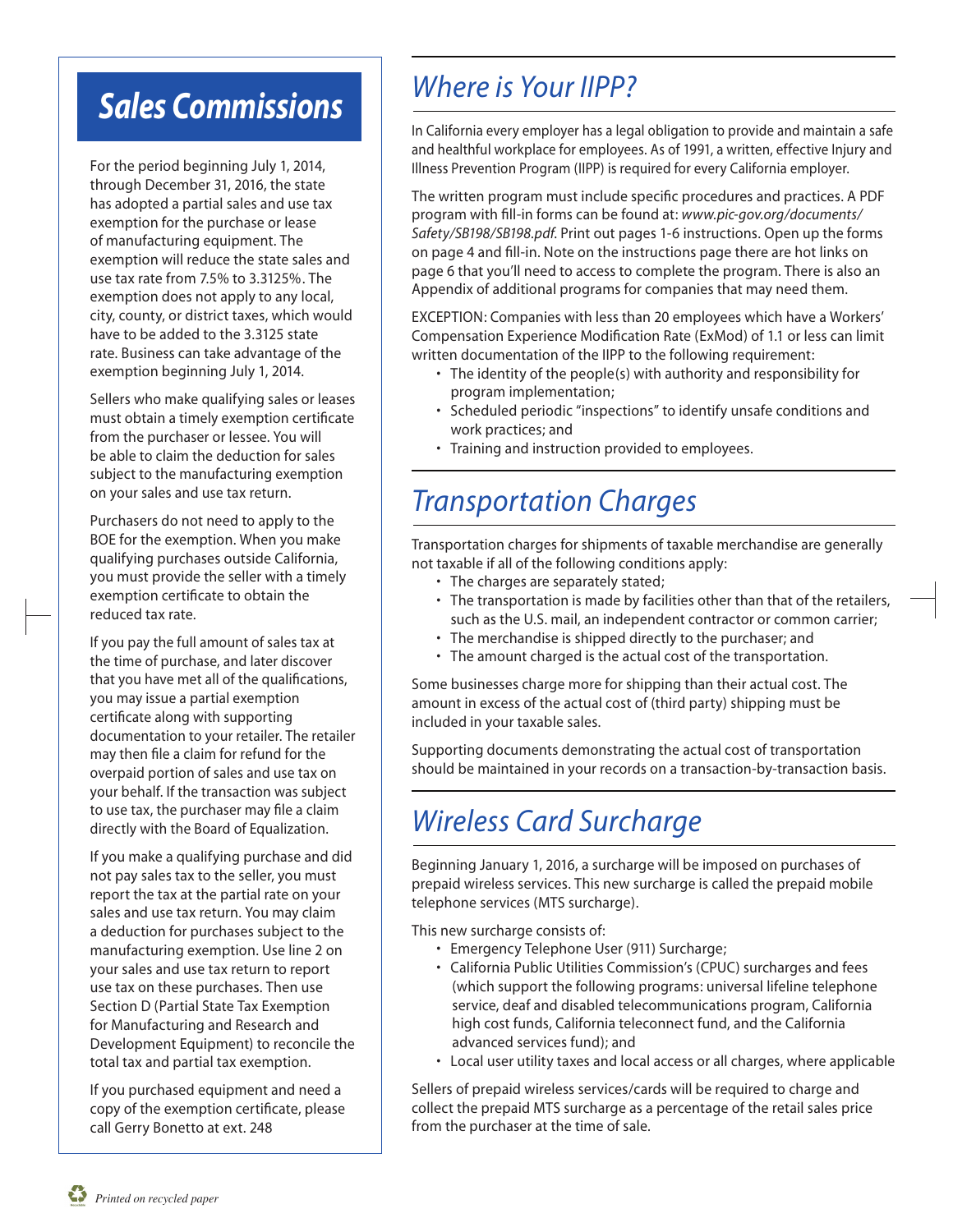# Sales Commissions

For the period beginning July 1, 2014, through December 31, 2016, the state has adopted a partial sales and use tax exemption for the purchase or lease of manufacturing equipment. The exemption will reduce the state sales and use tax rate from 7.5% to 3.3125%. The exemption does not apply to any local, city, county, or district taxes, which would have to be added to the 3.3125 state rate. Business can take advantage of the exemption beginning July 1, 2014.

Sellers who make qualifying sales or leases must obtain a timely exemption certificate from the purchaser or lessee. You will be able to claim the deduction for sales subject to the manufacturing exemption on your sales and use tax return.

Purchasers do not need to apply to the BOE for the exemption. When you make qualifying purchases outside California, you must provide the seller with a timely exemption certificate to obtain the reduced tax rate.

If you pay the full amount of sales tax at the time of purchase, and later discover that you have met all of the qualifications, you may issue a partial exemption certificate along with supporting documentation to your retailer. The retailer may then file a claim for refund for the overpaid portion of sales and use tax on your behalf. If the transaction was subject to use tax, the purchaser may file a claim directly with the Board of Equalization.

If you make a qualifying purchase and did not pay sales tax to the seller, you must report the tax at the partial rate on your sales and use tax return. You may claim a deduction for purchases subject to the manufacturing exemption. Use line 2 on your sales and use tax return to report use tax on these purchases. Then use Section D (Partial State Tax Exemption for Manufacturing and Research and Development Equipment) to reconcile the total tax and partial tax exemption.

If you purchased equipment and need a copy of the exemption certificate, please call Gerry Bonetto at ext. 248

# Where is Your IIPP?

In California every employer has a legal obligation to provide and maintain a safe and healthful workplace for employees. As of 1991, a written, effective Injury and Illness Prevention Program (IIPP) is required for every California employer.

The written program must include specific procedures and practices. A PDF program with fill-in forms can be found at: *www.pic-gov.org/documents/Safety/SB198/SB198.pdf*. Print out pages 1-6 instructions. Open up the forms on page 4 and fill-in. Note on the instructions page there are hot links on page 6 that you'll need to access to complete the program. There is also an Appendix of additional programs for companies that may need them.

EXCEPTION: Companies with less than 20 employees which have a Workers' Compensation Experience Modification Rate (ExMod) of 1.1 or less can limit written documentation of the IIPP to the following requirement:

- The identity of the people(s) with authority and responsibility for program implementation;
- Scheduled periodic "inspections" to identify unsafe conditions and work practices; and
- Training and instruction provided to employees.

# Transportation Charges

Transportation charges for shipments of taxable merchandise are generally not taxable if all of the following conditions apply:

- The charges are separately stated;
- The transportation is made by facilities other than that of the retailers, such as the U.S. mail, an independent contractor or common carrier;
- The merchandise is shipped directly to the purchaser; and
- The amount charged is the actual cost of the transportation.

Some businesses charge more for shipping than their actual cost. The amount in excess of the actual cost of (third party) shipping must be included in your taxable sales.

Supporting documents demonstrating the actual cost of transportation should be maintained in your records on a transaction-by-transaction basis.

# Wireless Card Surcharge

Beginning January 1, 2016, a surcharge will be imposed on purchases of prepaid wireless services. This new surcharge is called the prepaid mobile telephone services (MTS surcharge).

This new surcharge consists of:

- Emergency Telephone User (911) Surcharge;
- California Public Utilities Commission's (CPUC) surcharges and fees (which support the following programs: universal lifeline telephone service, deaf and disabled telecommunications program, California high cost funds, California teleconnect fund, and the California advanced services fund); and
- Local user utility taxes and local access or all charges, where applicable

Sellers of prepaid wireless services/cards will be required to charge and collect the prepaid MTS surcharge as a percentage of the retail sales price from the purchaser at the time of sale.

*Printed on recycled paper*